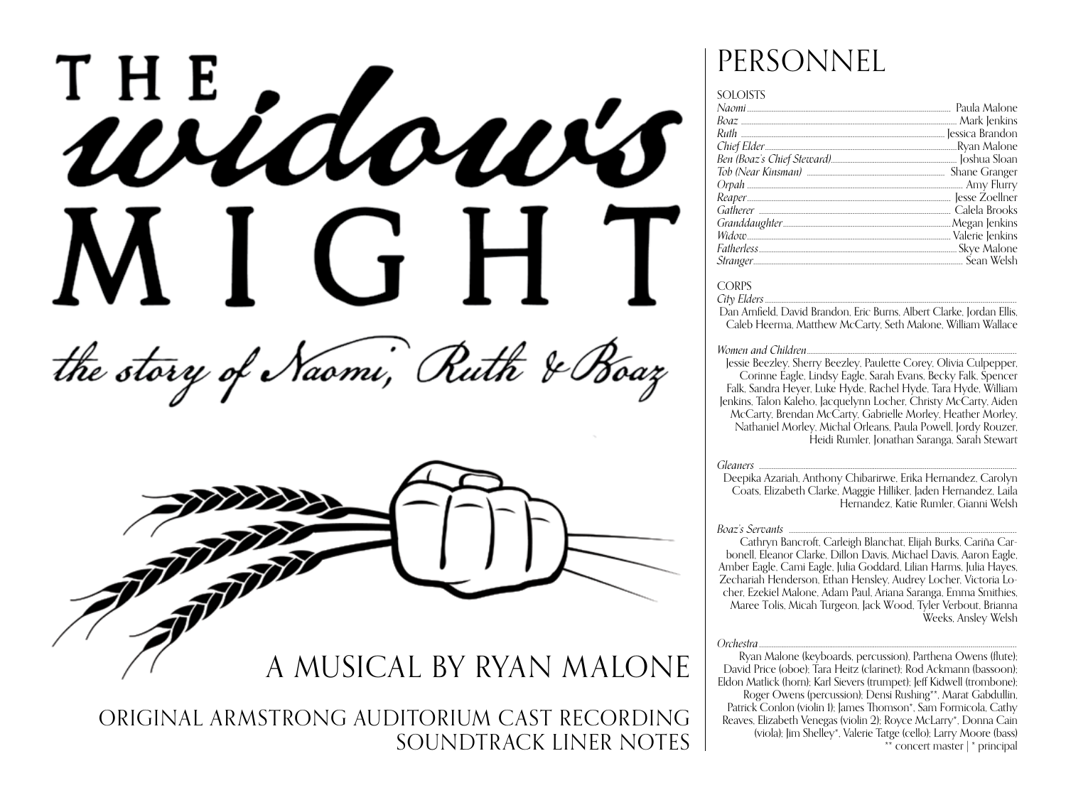# THE *widow's* MIGHT

*the story of Naomi, Ruth & Boaz*

A MUSICAL BY RYAN MALONE

ORIGINAL ARMSTRONG AUDITORIUM CAST RECORDING
SOUNDTRACK LINER NOTES

## PERSONNEL

SOLOISTS

*Naomi* .......... Paula Malone
*Boaz* .......... Mark Jenkins
*Ruth* .......... Jessica Brandon
*Chief Elder* .......... Ryan Malone
*Ben (Boaz's Chief Steward)* .......... Joshua Sloan
*Tob (Near Kinsman)* .......... Shane Granger
*Orpah* .......... Amy Flurry
*Reaper* .......... Jesse Zoellner
*Gatherer* .......... Calela Brooks
*Granddaughter* .......... Megan Jenkins
*Widow* .......... Valerie Jenkins
*Fatherless* .......... Skye Malone
*Stranger* .......... Sean Welsh

CORPS

*City Elders* ..........
Dan Arnfield, David Brandon, Eric Burns, Albert Clarke, Jordan Ellis, Caleb Heerma, Matthew McCarty, Seth Malone, William Wallace

*Women and Children* ..........
Jessie Beezley, Sherry Beezley, Paulette Corey, Olivia Culpepper, Corinne Eagle, Lindsy Eagle, Sarah Evans, Becky Falk, Spencer Falk, Sandra Heyer, Luke Hyde, Rachel Hyde, Tara Hyde, William Jenkins, Talon Kaleho, Jacquelynn Locher, Christy McCarty, Aiden McCarty, Brendan McCarty, Gabrielle Morley, Heather Morley, Nathaniel Morley, Michal Orleans, Paula Powell, Jordy Rouzer, Heidi Rumler, Jonathan Saranga, Sarah Stewart

*Gleaners* ..........
Deepika Azariah, Anthony Chibarirwe, Erika Hernandez, Carolyn Coats, Elizabeth Clarke, Maggie Hilliker, Jaden Hernandez, Laila Hernandez, Katie Rumler, Gianni Welsh

*Boaz's Servants* ..........
Cathryn Bancroft, Carleigh Blanchat, Elijah Burks, Cariña Carbonell, Eleanor Clarke, Dillon Davis, Michael Davis, Aaron Eagle, Amber Eagle, Cami Eagle, Julia Goddard, Lilian Harms, Julia Hayes, Zechariah Henderson, Ethan Hensley, Audrey Locher, Victoria Locher, Ezekiel Malone, Adam Paul, Ariana Saranga, Emma Smithies, Maree Tolis, Micah Turgeon, Jack Wood, Tyler Verbout, Brianna Weeks, Ansley Welsh

*Orchestra* ..........
Ryan Malone (keyboards, percussion), Parthena Owens (flute); David Price (oboe); Tara Heitz (clarinet); Rod Ackmann (bassoon); Eldon Matlick (horn); Karl Sievers (trumpet); Jeff Kidwell (trombone); Roger Owens (percussion); Densi Rushing**, Marat Gabdullin, Patrick Conlon (violin 1); James Thomson*, Sam Formicola, Cathy Reaves, Elizabeth Venegas (violin 2); Royce McLarry*, Donna Cain (viola); Jim Shelley*, Valerie Tatge (cello); Larry Moore (bass)
** concert master | * principal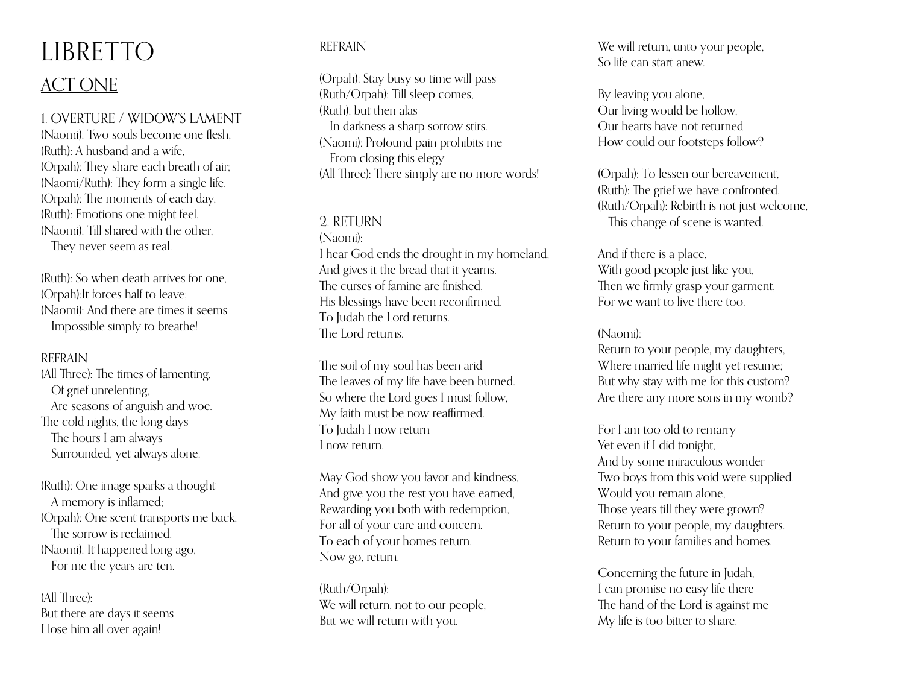# LIBRETTO

## ACT ONE

### 1. OVERTURE / WIDOW'S LAMENT

(Naomi): Two souls become one flesh,
(Ruth): A husband and a wife,
(Orpah): They share each breath of air;
(Naomi/Ruth): They form a single life.
(Orpah): The moments of each day,
(Ruth): Emotions one might feel,
(Naomi): Till shared with the other,
They never seem as real.

(Ruth): So when death arrives for one,
(Orpah):It forces half to leave;
(Naomi): And there are times it seems
Impossible simply to breathe!

REFRAIN
(All Three): The times of lamenting,
Of grief unrelenting,
Are seasons of anguish and woe.
The cold nights, the long days
The hours I am always
Surrounded, yet always alone.

(Ruth): One image sparks a thought
A memory is inflamed;
(Orpah): One scent transports me back,
The sorrow is reclaimed.
(Naomi): It happened long ago,
For me the years are ten.

(All Three):
But there are days it seems
I lose him all over again!

REFRAIN

(Orpah): Stay busy so time will pass
(Ruth/Orpah): Till sleep comes,
(Ruth): but then alas
In darkness a sharp sorrow stirs.
(Naomi): Profound pain prohibits me
From closing this elegy
(All Three): There simply are no more words!

### 2. RETURN

(Naomi):
I hear God ends the drought in my homeland,
And gives it the bread that it yearns.
The curses of famine are finished,
His blessings have been reconfirmed.
To Judah the Lord returns.
The Lord returns.

The soil of my soul has been arid
The leaves of my life have been burned.
So where the Lord goes I must follow,
My faith must be now reaffirmed.
To Judah I now return
I now return.

May God show you favor and kindness,
And give you the rest you have earned,
Rewarding you both with redemption,
For all of your care and concern.
To each of your homes return.
Now go, return.

(Ruth/Orpah):
We will return, not to our people,
But we will return with you.
We will return, unto your people,
So life can start anew.

By leaving you alone,
Our living would be hollow,
Our hearts have not returned
How could our footsteps follow?

(Orpah): To lessen our bereavement,
(Ruth): The grief we have confronted,
(Ruth/Orpah): Rebirth is not just welcome,
This change of scene is wanted.

And if there is a place,
With good people just like you,
Then we firmly grasp your garment,
For we want to live there too.

(Naomi):
Return to your people, my daughters,
Where married life might yet resume;
But why stay with me for this custom?
Are there any more sons in my womb?

For I am too old to remarry
Yet even if I did tonight,
And by some miraculous wonder
Two boys from this void were supplied.
Would you remain alone,
Those years till they were grown?
Return to your people, my daughters.
Return to your families and homes.

Concerning the future in Judah,
I can promise no easy life there
The hand of the Lord is against me
My life is too bitter to share.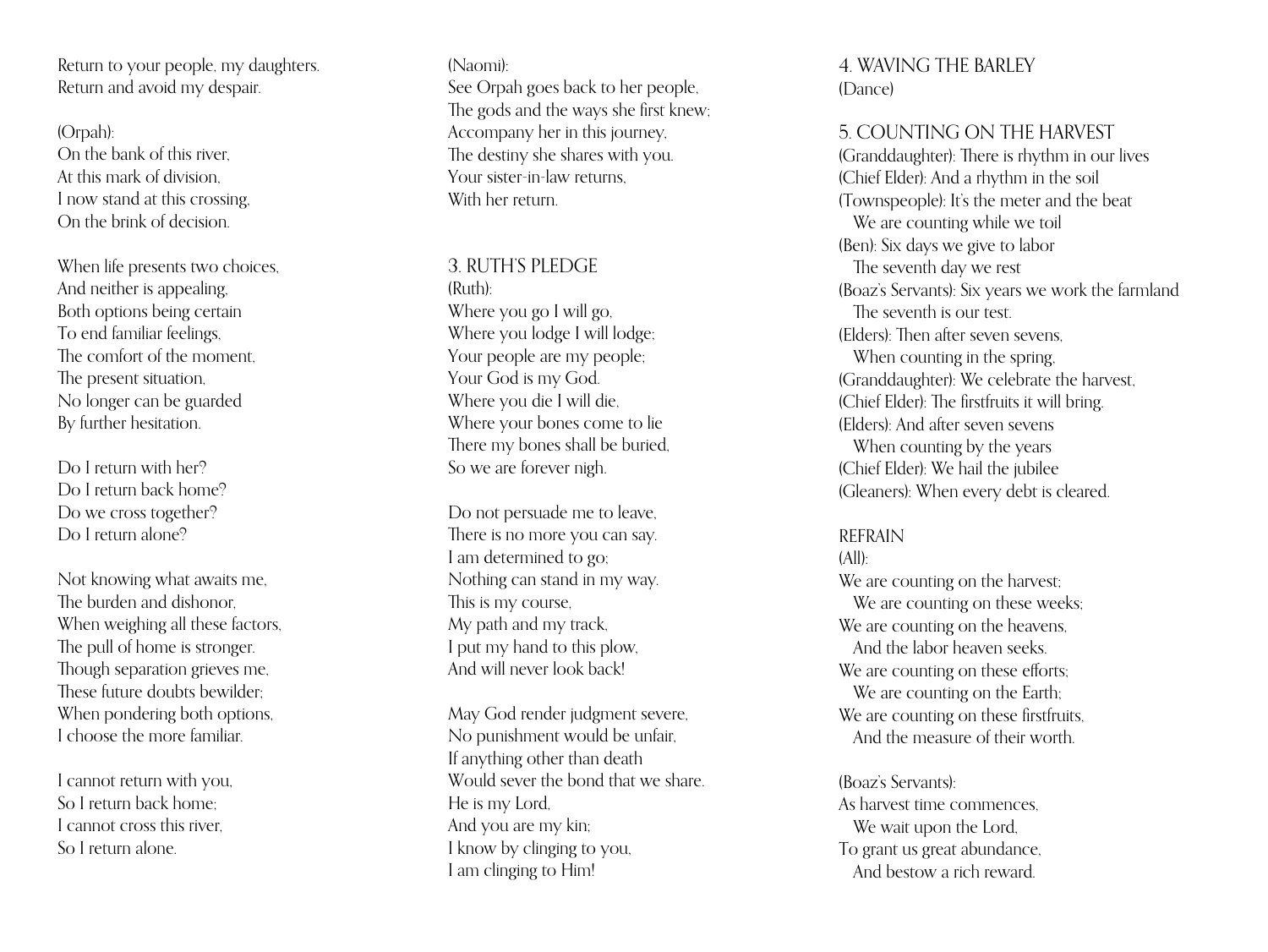Return to your people, my daughters.
Return and avoid my despair.

(Orpah):
On the bank of this river,
At this mark of division,
I now stand at this crossing,
On the brink of decision.

When life presents two choices,
And neither is appealing,
Both options being certain
To end familiar feelings,
The comfort of the moment,
The present situation,
No longer can be guarded
By further hesitation.

Do I return with her?
Do I return back home?
Do we cross together?
Do I return alone?

Not knowing what awaits me,
The burden and dishonor,
When weighing all these factors,
The pull of home is stronger.
Though separation grieves me,
These future doubts bewilder;
When pondering both options,
I choose the more familiar.

I cannot return with you,
So I return back home;
I cannot cross this river,
So I return alone.

(Naomi):
See Orpah goes back to her people,
The gods and the ways she first knew;
Accompany her in this journey,
The destiny she shares with you.
Your sister-in-law returns,
With her return.

## 3. RUTH'S PLEDGE

(Ruth):
Where you go I will go,
Where you lodge I will lodge;
Your people are my people;
Your God is my God.
Where you die I will die,
Where your bones come to lie
There my bones shall be buried,
So we are forever nigh.

Do not persuade me to leave,
There is no more you can say.
I am determined to go;
Nothing can stand in my way.
This is my course,
My path and my track,
I put my hand to this plow,
And will never look back!

May God render judgment severe,
No punishment would be unfair,
If anything other than death
Would sever the bond that we share.
He is my Lord,
And you are my kin;
I know by clinging to you,
I am clinging to Him!

## 4. WAVING THE BARLEY

(Dance)

## 5. COUNTING ON THE HARVEST

(Granddaughter): There is rhythm in our lives
(Chief Elder): And a rhythm in the soil
(Townspeople): It's the meter and the beat
  We are counting while we toil
(Ben): Six days we give to labor
  The seventh day we rest
(Boaz's Servants): Six years we work the farmland
  The seventh is our test.
(Elders): Then after seven sevens,
  When counting in the spring,
(Granddaughter): We celebrate the harvest,
(Chief Elder): The firstfruits it will bring.
(Elders): And after seven sevens
  When counting by the years
(Chief Elder): We hail the jubilee
(Gleaners): When every debt is cleared.

REFRAIN
(All):
We are counting on the harvest;
  We are counting on these weeks;
We are counting on the heavens,
  And the labor heaven seeks.
We are counting on these efforts;
  We are counting on the Earth;
We are counting on these firstfruits,
  And the measure of their worth.

(Boaz's Servants):
As harvest time commences,
  We wait upon the Lord,
To grant us great abundance,
  And bestow a rich reward.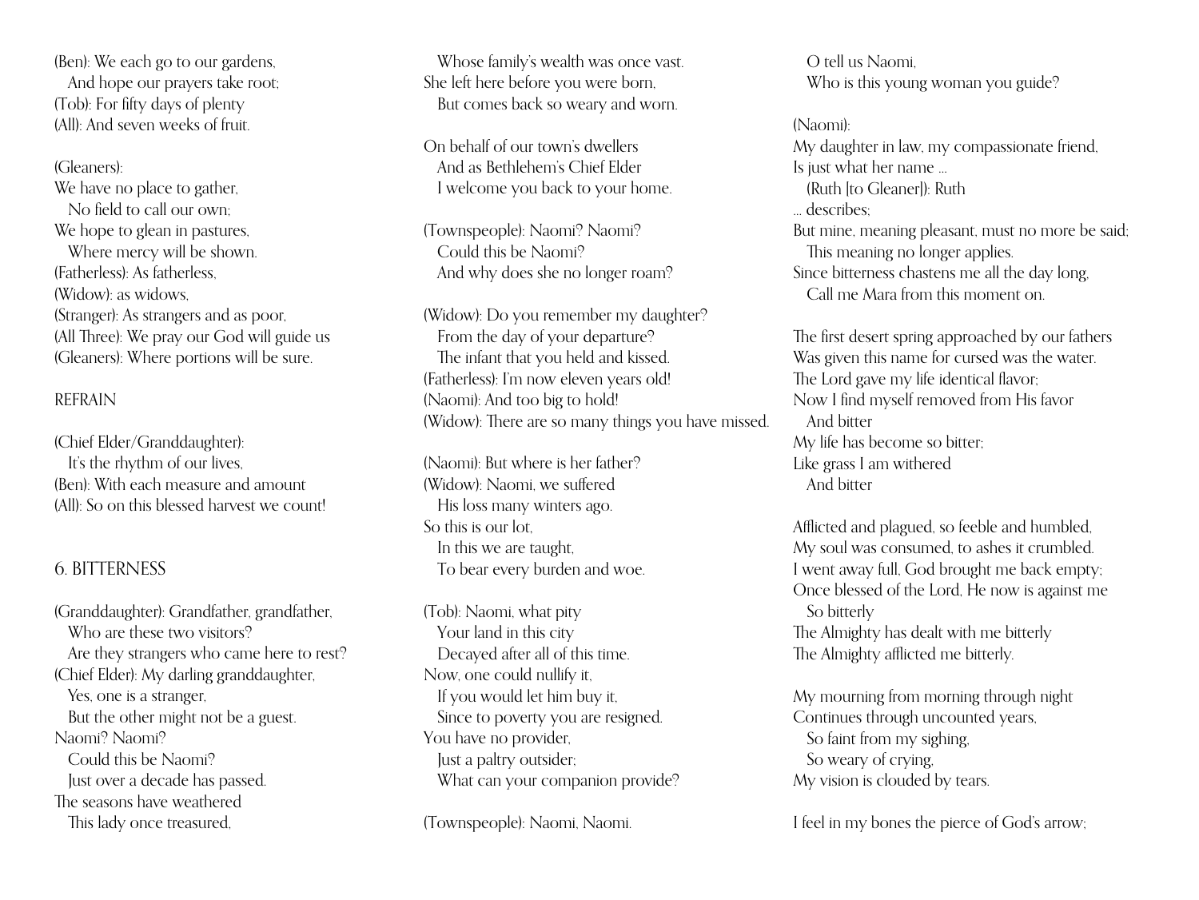(Ben): We each go to our gardens,
And hope our prayers take root;
(Tob): For fifty days of plenty
(All): And seven weeks of fruit.

(Gleaners):
We have no place to gather,
No field to call our own;
We hope to glean in pastures,
Where mercy will be shown.
(Fatherless): As fatherless,
(Widow): as widows,
(Stranger): As strangers and as poor,
(All Three): We pray our God will guide us
(Gleaners): Where portions will be sure.

REFRAIN

(Chief Elder/Granddaughter):
It's the rhythm of our lives,
(Ben): With each measure and amount
(All): So on this blessed harvest we count!

## 6. BITTERNESS

(Granddaughter): Grandfather, grandfather,
Who are these two visitors?
Are they strangers who came here to rest?
(Chief Elder): My darling granddaughter,
Yes, one is a stranger,
But the other might not be a guest.
Naomi? Naomi?
Could this be Naomi?
Just over a decade has passed.
The seasons have weathered
This lady once treasured,
Whose family's wealth was once vast.
She left here before you were born,
But comes back so weary and worn.

On behalf of our town's dwellers
And as Bethlehem's Chief Elder
I welcome you back to your home.

(Townspeople): Naomi? Naomi?
Could this be Naomi?
And why does she no longer roam?

(Widow): Do you remember my daughter?
From the day of your departure?
The infant that you held and kissed.
(Fatherless): I'm now eleven years old!
(Naomi): And too big to hold!
(Widow): There are so many things you have missed.

(Naomi): But where is her father?
(Widow): Naomi, we suffered
His loss many winters ago.
So this is our lot,
In this we are taught,
To bear every burden and woe.

(Tob): Naomi, what pity
Your land in this city
Decayed after all of this time.
Now, one could nullify it,
If you would let him buy it,
Since to poverty you are resigned.
You have no provider,
Just a paltry outsider;
What can your companion provide?

(Townspeople): Naomi, Naomi.
O tell us Naomi,
Who is this young woman you guide?

(Naomi):
My daughter in law, my compassionate friend,
Is just what her name ...
(Ruth [to Gleaner]): Ruth
... describes;
But mine, meaning pleasant, must no more be said;
This meaning no longer applies.
Since bitterness chastens me all the day long,
Call me Mara from this moment on.

The first desert spring approached by our fathers
Was given this name for cursed was the water.
The Lord gave my life identical flavor;
Now I find myself removed from His favor
And bitter
My life has become so bitter;
Like grass I am withered
And bitter

Afflicted and plagued, so feeble and humbled,
My soul was consumed, to ashes it crumbled.
I went away full, God brought me back empty;
Once blessed of the Lord, He now is against me
So bitterly
The Almighty has dealt with me bitterly
The Almighty afflicted me bitterly.

My mourning from morning through night
Continues through uncounted years,
So faint from my sighing,
So weary of crying,
My vision is clouded by tears.

I feel in my bones the pierce of God's arrow;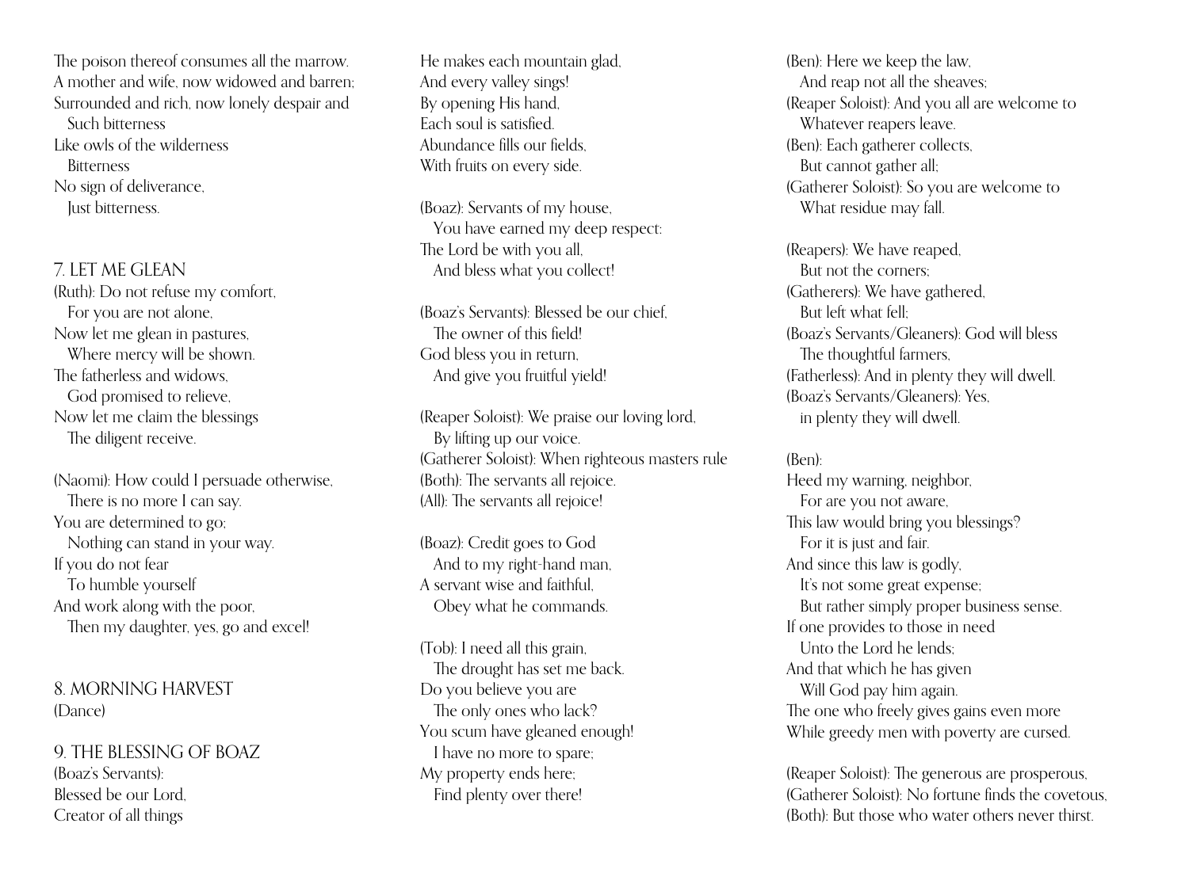The poison thereof consumes all the marrow.
A mother and wife, now widowed and barren;
Surrounded and rich, now lonely despair and
  Such bitterness
Like owls of the wilderness
  Bitterness
No sign of deliverance,
  Just bitterness.

## 7. LET ME GLEAN

(Ruth): Do not refuse my comfort,
  For you are not alone,
Now let me glean in pastures,
  Where mercy will be shown.
The fatherless and widows,
  God promised to relieve,
Now let me claim the blessings
  The diligent receive.

(Naomi): How could I persuade otherwise,
  There is no more I can say.
You are determined to go;
  Nothing can stand in your way.
If you do not fear
  To humble yourself
And work along with the poor,
  Then my daughter, yes, go and excel!

## 8. MORNING HARVEST

(Dance)

## 9. THE BLESSING OF BOAZ

(Boaz's Servants):
Blessed be our Lord,
Creator of all things
He makes each mountain glad,
And every valley sings!
By opening His hand,
Each soul is satisfied.
Abundance fills our fields,
With fruits on every side.

(Boaz): Servants of my house,
  You have earned my deep respect:
The Lord be with you all,
  And bless what you collect!

(Boaz's Servants): Blessed be our chief,
  The owner of this field!
God bless you in return,
  And give you fruitful yield!

(Reaper Soloist): We praise our loving lord,
  By lifting up our voice.
(Gatherer Soloist): When righteous masters rule
(Both): The servants all rejoice.
(All): The servants all rejoice!

(Boaz): Credit goes to God
  And to my right-hand man,
A servant wise and faithful,
  Obey what he commands.

(Tob): I need all this grain,
  The drought has set me back.
Do you believe you are
  The only ones who lack?
You scum have gleaned enough!
  I have no more to spare;
My property ends here;
  Find plenty over there!

(Ben): Here we keep the law,
  And reap not all the sheaves;
(Reaper Soloist): And you all are welcome to
  Whatever reapers leave.
(Ben): Each gatherer collects,
  But cannot gather all;
(Gatherer Soloist): So you are welcome to
  What residue may fall.

(Reapers): We have reaped,
  But not the corners;
(Gatherers): We have gathered,
  But left what fell;
(Boaz's Servants/Gleaners): God will bless
  The thoughtful farmers,
(Fatherless): And in plenty they will dwell.
(Boaz's Servants/Gleaners): Yes,
  in plenty they will dwell.

(Ben):
Heed my warning, neighbor,
  For are you not aware,
This law would bring you blessings?
  For it is just and fair.
And since this law is godly,
  It's not some great expense;
  But rather simply proper business sense.
If one provides to those in need
  Unto the Lord he lends;
And that which he has given
  Will God pay him again.
The one who freely gives gains even more
While greedy men with poverty are cursed.

(Reaper Soloist): The generous are prosperous,
(Gatherer Soloist): No fortune finds the covetous,
(Both): But those who water others never thirst.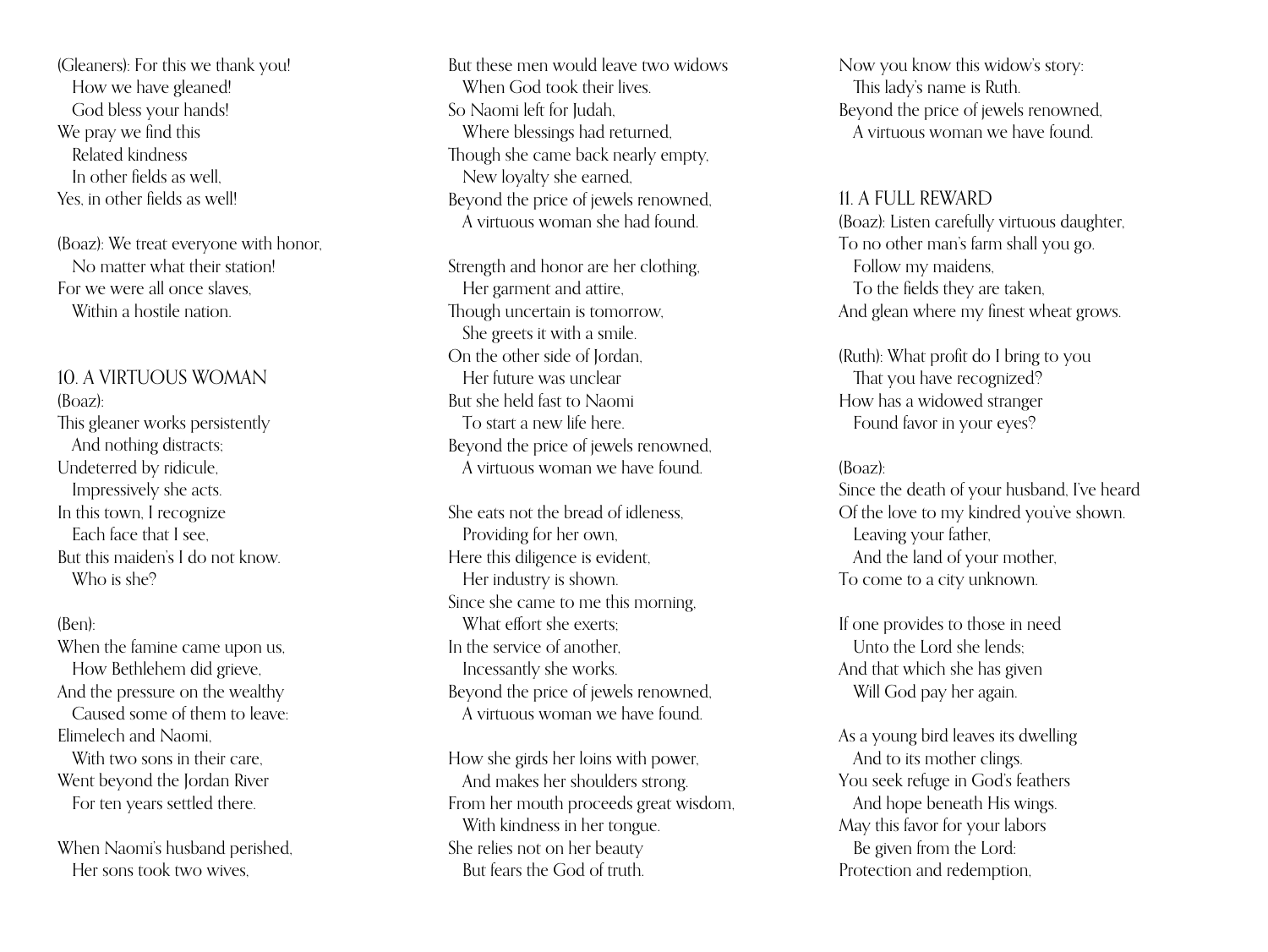(Gleaners): For this we thank you!
How we have gleaned!
God bless your hands!
We pray we find this
Related kindness
In other fields as well,
Yes, in other fields as well!

(Boaz): We treat everyone with honor,
No matter what their station!
For we were all once slaves,
Within a hostile nation.

## 10. A VIRTUOUS WOMAN

(Boaz):
This gleaner works persistently
And nothing distracts;
Undeterred by ridicule,
Impressively she acts.
In this town, I recognize
Each face that I see,
But this maiden's I do not know.
Who is she?

(Ben):
When the famine came upon us,
How Bethlehem did grieve,
And the pressure on the wealthy
Caused some of them to leave:
Elimelech and Naomi,
With two sons in their care,
Went beyond the Jordan River
For ten years settled there.

When Naomi's husband perished,
Her sons took two wives,
But these men would leave two widows
When God took their lives.
So Naomi left for Judah,
Where blessings had returned,
Though she came back nearly empty,
New loyalty she earned,
Beyond the price of jewels renowned,
A virtuous woman she had found.

Strength and honor are her clothing,
Her garment and attire,
Though uncertain is tomorrow,
She greets it with a smile.
On the other side of Jordan,
Her future was unclear
But she held fast to Naomi
To start a new life here.
Beyond the price of jewels renowned,
A virtuous woman we have found.

She eats not the bread of idleness,
Providing for her own,
Here this diligence is evident,
Her industry is shown.
Since she came to me this morning,
What effort she exerts;
In the service of another,
Incessantly she works.
Beyond the price of jewels renowned,
A virtuous woman we have found.

How she girds her loins with power,
And makes her shoulders strong.
From her mouth proceeds great wisdom,
With kindness in her tongue.
She relies not on her beauty
But fears the God of truth.
Now you know this widow's story:
This lady's name is Ruth.
Beyond the price of jewels renowned,
A virtuous woman we have found.

## 11. A FULL REWARD

(Boaz): Listen carefully virtuous daughter,
To no other man's farm shall you go.
Follow my maidens,
To the fields they are taken,
And glean where my finest wheat grows.

(Ruth): What profit do I bring to you
That you have recognized?
How has a widowed stranger
Found favor in your eyes?

(Boaz):
Since the death of your husband, I've heard
Of the love to my kindred you've shown.
Leaving your father,
And the land of your mother,
To come to a city unknown.

If one provides to those in need
Unto the Lord she lends;
And that which she has given
Will God pay her again.

As a young bird leaves its dwelling
And to its mother clings.
You seek refuge in God's feathers
And hope beneath His wings.
May this favor for your labors
Be given from the Lord:
Protection and redemption,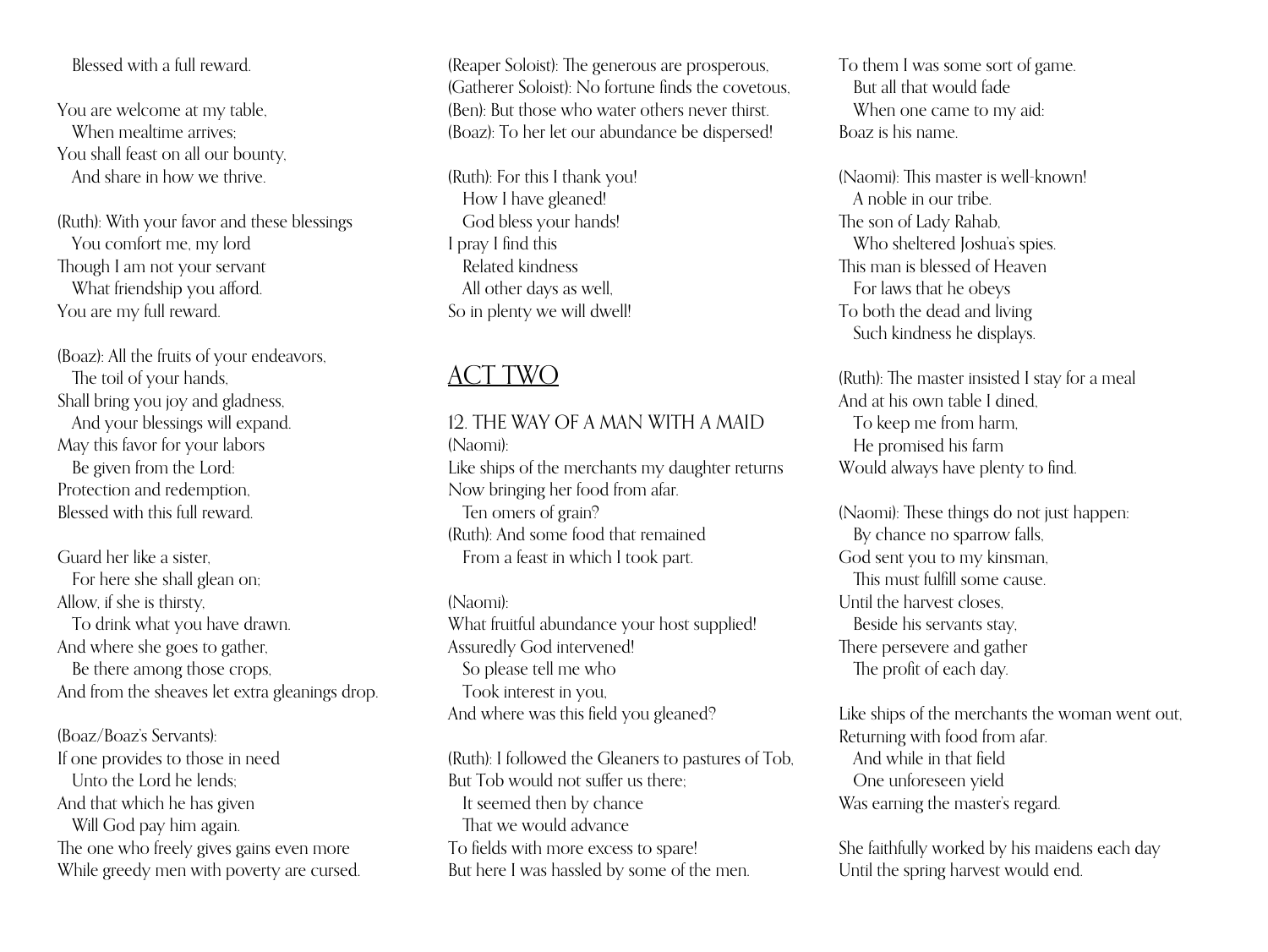Blessed with a full reward.

You are welcome at my table,
When mealtime arrives;
You shall feast on all our bounty,
And share in how we thrive.

(Ruth): With your favor and these blessings
You comfort me, my lord
Though I am not your servant
What friendship you afford.
You are my full reward.

(Boaz): All the fruits of your endeavors,
The toil of your hands,
Shall bring you joy and gladness,
And your blessings will expand.
May this favor for your labors
Be given from the Lord:
Protection and redemption,
Blessed with this full reward.

Guard her like a sister,
For here she shall glean on;
Allow, if she is thirsty,
To drink what you have drawn.
And where she goes to gather,
Be there among those crops,
And from the sheaves let extra gleanings drop.

(Boaz/Boaz's Servants):
If one provides to those in need
Unto the Lord he lends;
And that which he has given
Will God pay him again.
The one who freely gives gains even more
While greedy men with poverty are cursed.

(Reaper Soloist): The generous are prosperous,
(Gatherer Soloist): No fortune finds the covetous,
(Ben): But those who water others never thirst.
(Boaz): To her let our abundance be dispersed!

(Ruth): For this I thank you!
How I have gleaned!
God bless your hands!
I pray I find this
Related kindness
All other days as well,
So in plenty we will dwell!

## ACT TWO

### 12. THE WAY OF A MAN WITH A MAID

(Naomi):
Like ships of the merchants my daughter returns
Now bringing her food from afar.
Ten omers of grain?
(Ruth): And some food that remained
From a feast in which I took part.

(Naomi):
What fruitful abundance your host supplied!
Assuredly God intervened!
So please tell me who
Took interest in you,
And where was this field you gleaned?

(Ruth): I followed the Gleaners to pastures of Tob,
But Tob would not suffer us there;
It seemed then by chance
That we would advance
To fields with more excess to spare!
But here I was hassled by some of the men.
To them I was some sort of game.
But all that would fade
When one came to my aid:
Boaz is his name.

(Naomi): This master is well-known!
A noble in our tribe.
The son of Lady Rahab,
Who sheltered Joshua's spies.
This man is blessed of Heaven
For laws that he obeys
To both the dead and living
Such kindness he displays.

(Ruth): The master insisted I stay for a meal
And at his own table I dined,
To keep me from harm,
He promised his farm
Would always have plenty to find.

(Naomi): These things do not just happen:
By chance no sparrow falls,
God sent you to my kinsman,
This must fulfill some cause.
Until the harvest closes,
Beside his servants stay,
There persevere and gather
The profit of each day.

Like ships of the merchants the woman went out,
Returning with food from afar.
And while in that field
One unforeseen yield
Was earning the master's regard.

She faithfully worked by his maidens each day
Until the spring harvest would end.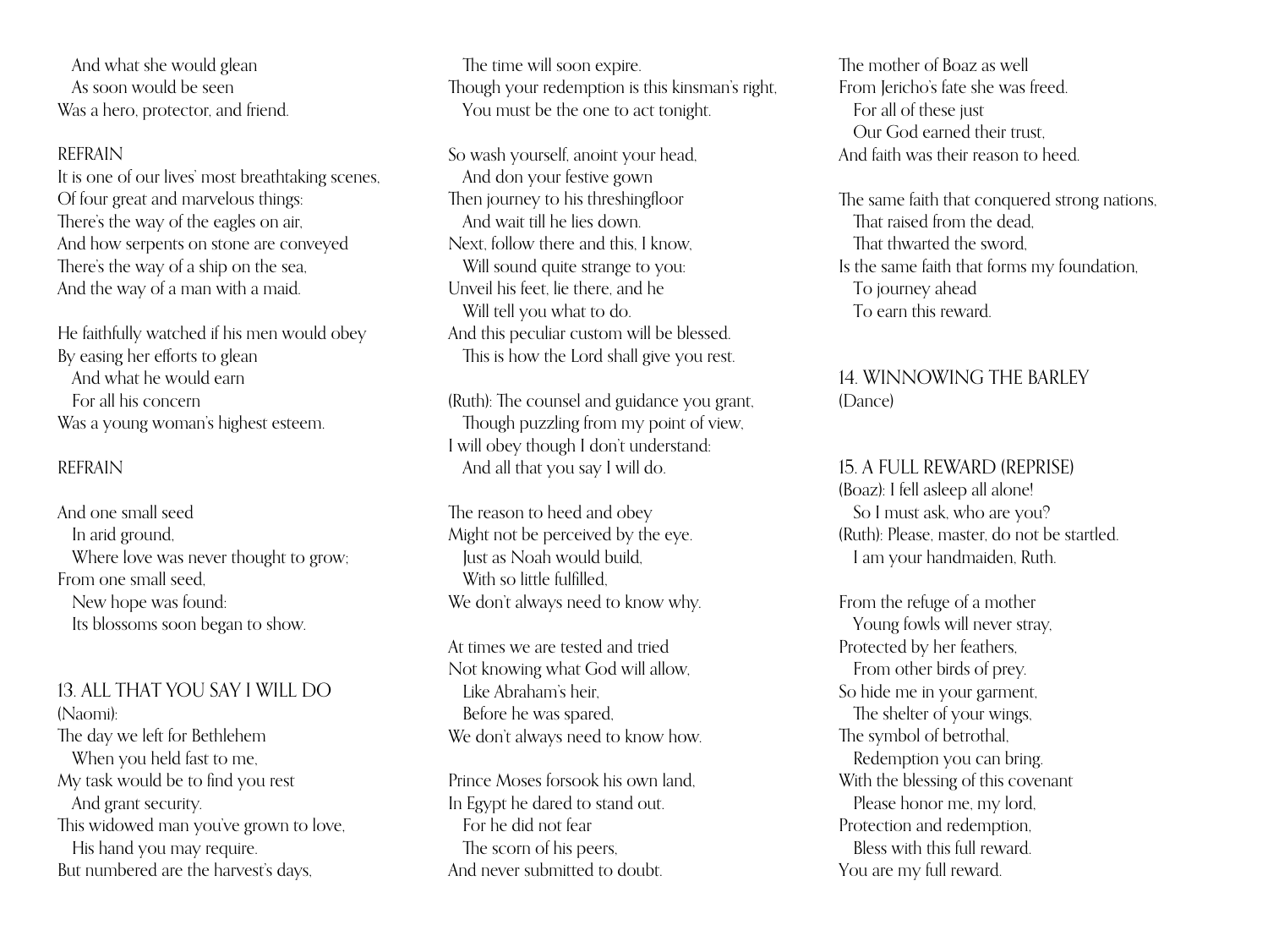And what she would glean
As soon would be seen
Was a hero, protector, and friend.

REFRAIN

It is one of our lives' most breathtaking scenes,
Of four great and marvelous things:
There's the way of the eagles on air,
And how serpents on stone are conveyed
There's the way of a ship on the sea,
And the way of a man with a maid.

He faithfully watched if his men would obey
By easing her efforts to glean
And what he would earn
For all his concern
Was a young woman's highest esteem.

REFRAIN

And one small seed
In arid ground,
Where love was never thought to grow;
From one small seed,
New hope was found:
Its blossoms soon began to show.

## 13. ALL THAT YOU SAY I WILL DO

(Naomi):
The day we left for Bethlehem
When you held fast to me,
My task would be to find you rest
And grant security.
This widowed man you've grown to love,
His hand you may require.
But numbered are the harvest's days,
The time will soon expire.
Though your redemption is this kinsman's right,
You must be the one to act tonight.

So wash yourself, anoint your head,
And don your festive gown
Then journey to his threshingfloor
And wait till he lies down.
Next, follow there and this, I know,
Will sound quite strange to you:
Unveil his feet, lie there, and he
Will tell you what to do.
And this peculiar custom will be blessed.
This is how the Lord shall give you rest.

(Ruth): The counsel and guidance you grant,
Though puzzling from my point of view,
I will obey though I don't understand:
And all that you say I will do.

The reason to heed and obey
Might not be perceived by the eye.
Just as Noah would build,
With so little fulfilled,
We don't always need to know why.

At times we are tested and tried
Not knowing what God will allow,
Like Abraham's heir,
Before he was spared,
We don't always need to know how.

Prince Moses forsook his own land,
In Egypt he dared to stand out.
For he did not fear
The scorn of his peers,
And never submitted to doubt.

The mother of Boaz as well
From Jericho's fate she was freed.
For all of these just
Our God earned their trust,
And faith was their reason to heed.

The same faith that conquered strong nations,
That raised from the dead,
That thwarted the sword,
Is the same faith that forms my foundation,
To journey ahead
To earn this reward.

## 14. WINNOWING THE BARLEY

(Dance)

## 15. A FULL REWARD (REPRISE)

(Boaz): I fell asleep all alone!
So I must ask, who are you?
(Ruth): Please, master, do not be startled.
I am your handmaiden, Ruth.

From the refuge of a mother
Young fowls will never stray,
Protected by her feathers,
From other birds of prey.
So hide me in your garment,
The shelter of your wings,
The symbol of betrothal,
Redemption you can bring.
With the blessing of this covenant
Please honor me, my lord,
Protection and redemption,
Bless with this full reward.
You are my full reward.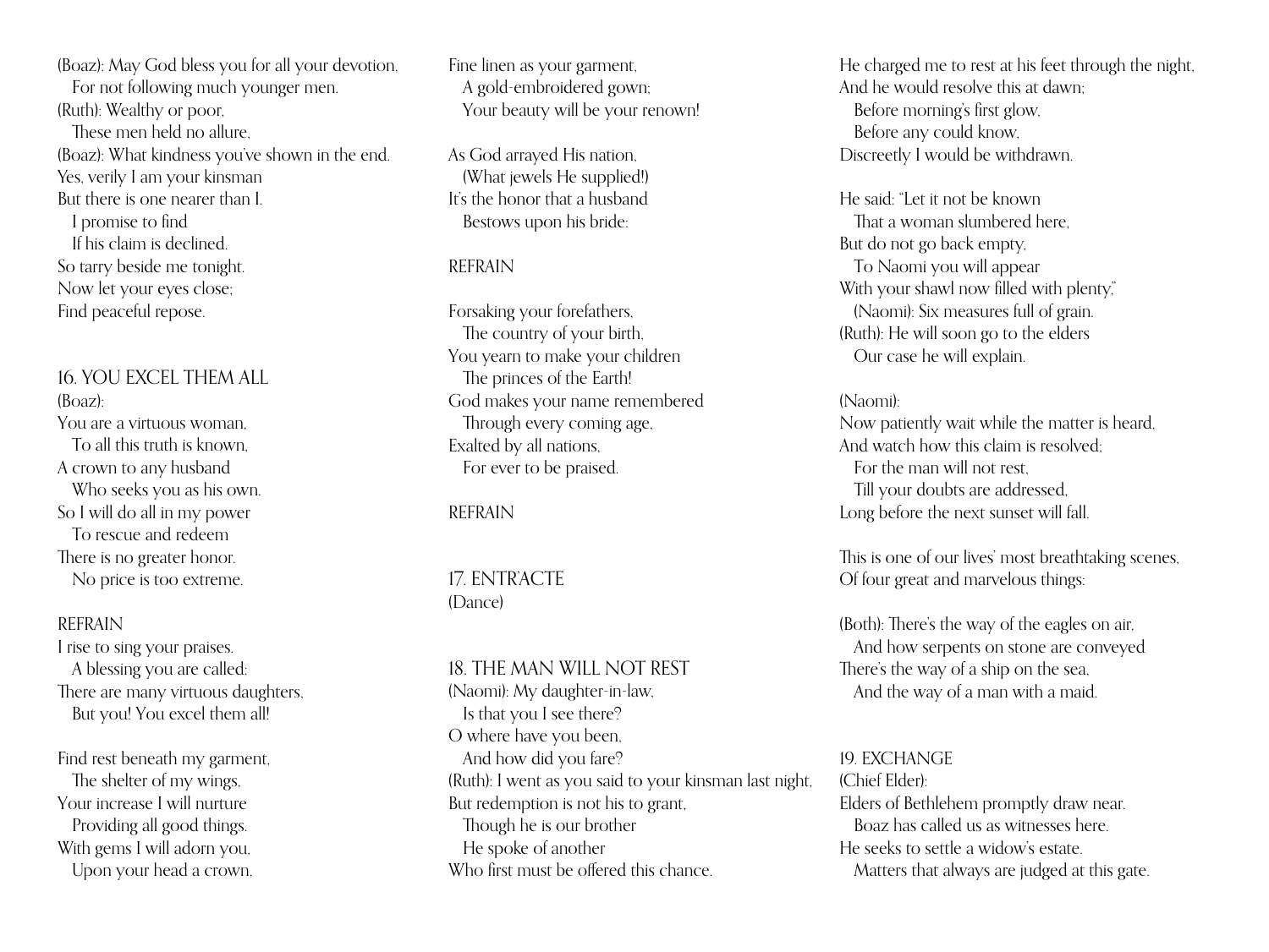(Boaz): May God bless you for all your devotion,
For not following much younger men.
(Ruth): Wealthy or poor,
These men held no allure,
(Boaz): What kindness you've shown in the end.
Yes, verily I am your kinsman
But there is one nearer than I.
I promise to find
If his claim is declined.
So tarry beside me tonight.
Now let your eyes close;
Find peaceful repose.

## 16. YOU EXCEL THEM ALL

(Boaz):
You are a virtuous woman,
To all this truth is known,
A crown to any husband
Who seeks you as his own.
So I will do all in my power
To rescue and redeem
There is no greater honor.
No price is too extreme.

REFRAIN
I rise to sing your praises.
A blessing you are called:
There are many virtuous daughters,
But you! You excel them all!

Find rest beneath my garment,
The shelter of my wings,
Your increase I will nurture
Providing all good things.
With gems I will adorn you,
Upon your head a crown,
Fine linen as your garment,
A gold-embroidered gown;
Your beauty will be your renown!

As God arrayed His nation,
(What jewels He supplied!)
It's the honor that a husband
Bestows upon his bride:

REFRAIN

Forsaking your forefathers,
The country of your birth,
You yearn to make your children
The princes of the Earth!
God makes your name remembered
Through every coming age,
Exalted by all nations,
For ever to be praised.

REFRAIN

## 17. ENTR'ACTE

(Dance)

## 18. THE MAN WILL NOT REST

(Naomi): My daughter-in-law,
Is that you I see there?
O where have you been,
And how did you fare?
(Ruth): I went as you said to your kinsman last night,
But redemption is not his to grant,
Though he is our brother
He spoke of another
Who first must be offered this chance.
He charged me to rest at his feet through the night,
And he would resolve this at dawn;
Before morning's first glow,
Before any could know,
Discreetly I would be withdrawn.

He said: "Let it not be known
That a woman slumbered here,
But do not go back empty,
To Naomi you will appear
With your shawl now filled with plenty,"
(Naomi): Six measures full of grain.
(Ruth): He will soon go to the elders
Our case he will explain.

(Naomi):
Now patiently wait while the matter is heard,
And watch how this claim is resolved;
For the man will not rest,
Till your doubts are addressed,
Long before the next sunset will fall.

This is one of our lives' most breathtaking scenes,
Of four great and marvelous things:

(Both): There's the way of the eagles on air,
And how serpents on stone are conveyed
There's the way of a ship on the sea,
And the way of a man with a maid.

## 19. EXCHANGE

(Chief Elder):
Elders of Bethlehem promptly draw near.
Boaz has called us as witnesses here.
He seeks to settle a widow's estate.
Matters that always are judged at this gate.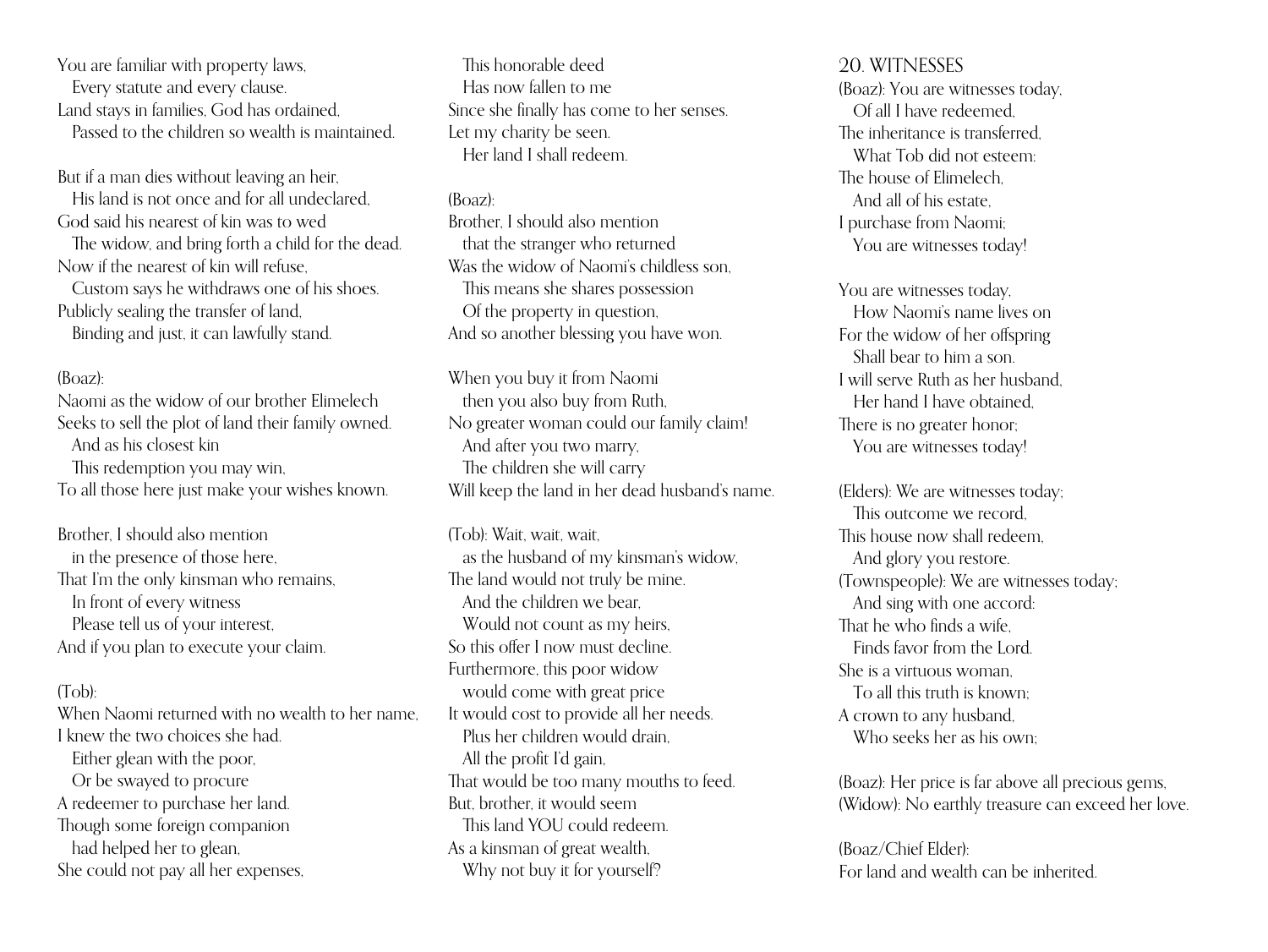You are familiar with property laws,
Every statute and every clause.
Land stays in families, God has ordained,
Passed to the children so wealth is maintained.

But if a man dies without leaving an heir,
His land is not once and for all undeclared,
God said his nearest of kin was to wed
The widow, and bring forth a child for the dead.
Now if the nearest of kin will refuse,
Custom says he withdraws one of his shoes.
Publicly sealing the transfer of land,
Binding and just, it can lawfully stand.

(Boaz):
Naomi as the widow of our brother Elimelech
Seeks to sell the plot of land their family owned.
And as his closest kin
This redemption you may win,
To all those here just make your wishes known.

Brother, I should also mention
in the presence of those here,
That I'm the only kinsman who remains,
In front of every witness
Please tell us of your interest,
And if you plan to execute your claim.

(Tob):
When Naomi returned with no wealth to her name,
I knew the two choices she had.
Either glean with the poor,
Or be swayed to procure
A redeemer to purchase her land.
Though some foreign companion
had helped her to glean,
She could not pay all her expenses,
This honorable deed
Has now fallen to me
Since she finally has come to her senses.
Let my charity be seen.
Her land I shall redeem.

(Boaz):
Brother, I should also mention
that the stranger who returned
Was the widow of Naomi's childless son,
This means she shares possession
Of the property in question,
And so another blessing you have won.

When you buy it from Naomi
then you also buy from Ruth,
No greater woman could our family claim!
And after you two marry,
The children she will carry
Will keep the land in her dead husband's name.

(Tob): Wait, wait, wait,
as the husband of my kinsman's widow,
The land would not truly be mine.
And the children we bear,
Would not count as my heirs,
So this offer I now must decline.
Furthermore, this poor widow
would come with great price
It would cost to provide all her needs.
Plus her children would drain,
All the profit I'd gain,
That would be too many mouths to feed.
But, brother, it would seem
This land YOU could redeem.
As a kinsman of great wealth,
Why not buy it for yourself?

## 20. WITNESSES

(Boaz): You are witnesses today,
Of all I have redeemed,
The inheritance is transferred,
What Tob did not esteem:
The house of Elimelech,
And all of his estate,
I purchase from Naomi;
You are witnesses today!

You are witnesses today,
How Naomi's name lives on
For the widow of her offspring
Shall bear to him a son.
I will serve Ruth as her husband,
Her hand I have obtained,
There is no greater honor;
You are witnesses today!

(Elders): We are witnesses today;
This outcome we record,
This house now shall redeem,
And glory you restore.
(Townspeople): We are witnesses today;
And sing with one accord:
That he who finds a wife,
Finds favor from the Lord.
She is a virtuous woman,
To all this truth is known;
A crown to any husband,
Who seeks her as his own;

(Boaz): Her price is far above all precious gems,
(Widow): No earthly treasure can exceed her love.

(Boaz/Chief Elder):
For land and wealth can be inherited.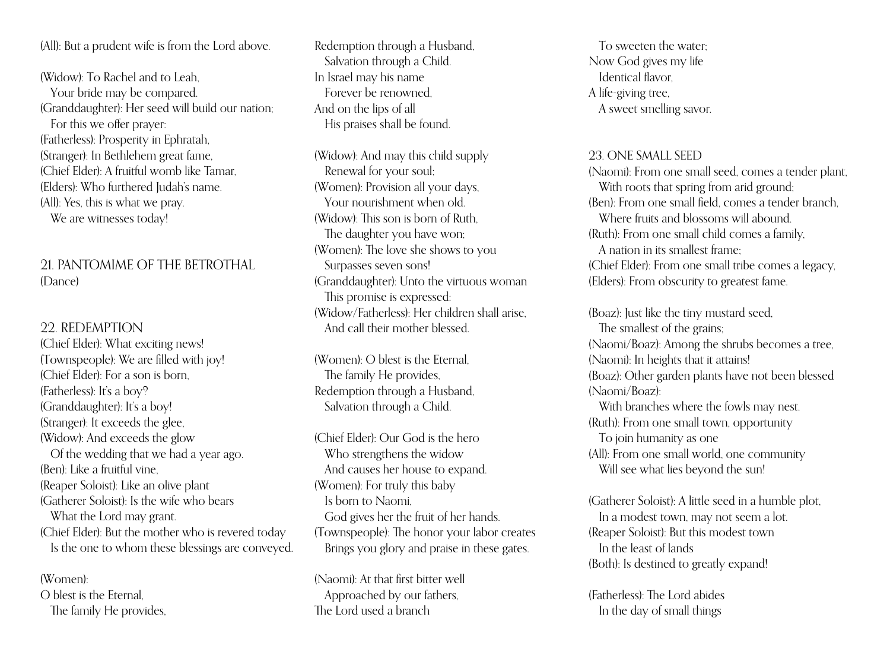(All): But a prudent wife is from the Lord above.

(Widow): To Rachel and to Leah,
Your bride may be compared.
(Granddaughter): Her seed will build our nation;
For this we offer prayer:
(Fatherless): Prosperity in Ephratah,
(Stranger): In Bethlehem great fame,
(Chief Elder): A fruitful womb like Tamar,
(Elders): Who furthered Judah's name.
(All): Yes, this is what we pray.
We are witnesses today!

## 21. PANTOMIME OF THE BETROTHAL

(Dance)

## 22. REDEMPTION

(Chief Elder): What exciting news!
(Townspeople): We are filled with joy!
(Chief Elder): For a son is born,
(Fatherless): It's a boy?
(Granddaughter): It's a boy!
(Stranger): It exceeds the glee,
(Widow): And exceeds the glow
Of the wedding that we had a year ago.
(Ben): Like a fruitful vine,
(Reaper Soloist): Like an olive plant
(Gatherer Soloist): Is the wife who bears
What the Lord may grant.
(Chief Elder): But the mother who is revered today
Is the one to whom these blessings are conveyed.

(Women):
O blest is the Eternal,
The family He provides,
Redemption through a Husband,
Salvation through a Child.
In Israel may his name
Forever be renowned,
And on the lips of all
His praises shall be found.

(Widow): And may this child supply
Renewal for your soul;
(Women): Provision all your days,
Your nourishment when old.
(Widow): This son is born of Ruth,
The daughter you have won;
(Women): The love she shows to you
Surpasses seven sons!
(Granddaughter): Unto the virtuous woman
This promise is expressed:
(Widow/Fatherless): Her children shall arise,
And call their mother blessed.

(Women): O blest is the Eternal,
The family He provides,
Redemption through a Husband,
Salvation through a Child.

(Chief Elder): Our God is the hero
Who strengthens the widow
And causes her house to expand.
(Women): For truly this baby
Is born to Naomi,
God gives her the fruit of her hands.
(Townspeople): The honor your labor creates
Brings you glory and praise in these gates.

(Naomi): At that first bitter well
Approached by our fathers,
The Lord used a branch
To sweeten the water;
Now God gives my life
Identical flavor,
A life-giving tree,
A sweet smelling savor.

## 23. ONE SMALL SEED

(Naomi): From one small seed, comes a tender plant,
With roots that spring from arid ground;
(Ben): From one small field, comes a tender branch,
Where fruits and blossoms will abound.
(Ruth): From one small child comes a family,
A nation in its smallest frame;
(Chief Elder): From one small tribe comes a legacy,
(Elders): From obscurity to greatest fame.

(Boaz): Just like the tiny mustard seed,
The smallest of the grains;
(Naomi/Boaz): Among the shrubs becomes a tree,
(Naomi): In heights that it attains!
(Boaz): Other garden plants have not been blessed
(Naomi/Boaz):
With branches where the fowls may nest.
(Ruth): From one small town, opportunity
To join humanity as one
(All): From one small world, one community
Will see what lies beyond the sun!

(Gatherer Soloist): A little seed in a humble plot,
In a modest town, may not seem a lot.
(Reaper Soloist): But this modest town
In the least of lands
(Both): Is destined to greatly expand!

(Fatherless): The Lord abides
In the day of small things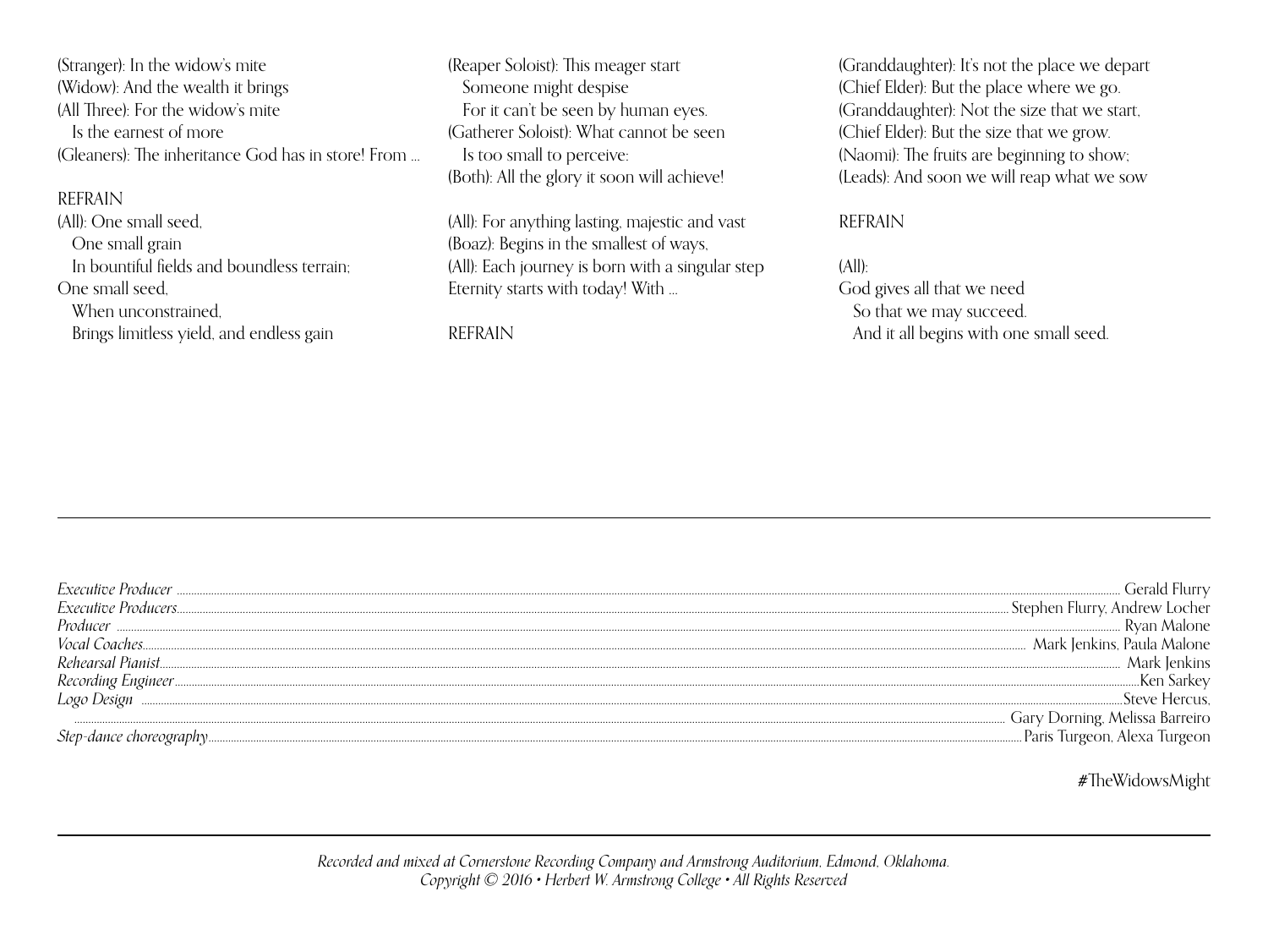(Stranger): In the widow's mite
(Widow): And the wealth it brings
(All Three): For the widow's mite
Is the earnest of more
(Gleaners): The inheritance God has in store! From …

REFRAIN
(All): One small seed,
One small grain
In bountiful fields and boundless terrain;
One small seed,
When unconstrained,
Brings limitless yield, and endless gain

(Reaper Soloist): This meager start
Someone might despise
For it can't be seen by human eyes.
(Gatherer Soloist): What cannot be seen
Is too small to perceive:
(Both): All the glory it soon will achieve!

(All): For anything lasting, majestic and vast
(Boaz): Begins in the smallest of ways,
(All): Each journey is born with a singular step
Eternity starts with today! With …

REFRAIN

(Granddaughter): It's not the place we depart
(Chief Elder): But the place where we go.
(Granddaughter): Not the size that we start,
(Chief Elder): But the size that we grow.
(Naomi): The fruits are beginning to show;
(Leads): And soon we will reap what we sow

REFRAIN

(All):
God gives all that we need
So that we may succeed.
And it all begins with one small seed.

---

*Executive Producer* .......... Gerald Flurry
*Executive Producers*.......... Stephen Flurry, Andrew Locher
*Producer* .......... Ryan Malone
*Vocal Coaches*.......... Mark Jenkins, Paula Malone
*Rehearsal Pianist*.......... Mark Jenkins
*Recording Engineer*..........Ken Sarkey
*Logo Design* ..........Steve Hercus,
.......... Gary Dorning, Melissa Barreiro
*Step-dance choreography*..........Paris Turgeon, Alexa Turgeon

#TheWidowsMight

---

*Recorded and mixed at Cornerstone Recording Company and Armstrong Auditorium, Edmond, Oklahoma.*
*Copyright © 2016 • Herbert W. Armstrong College • All Rights Reserved*